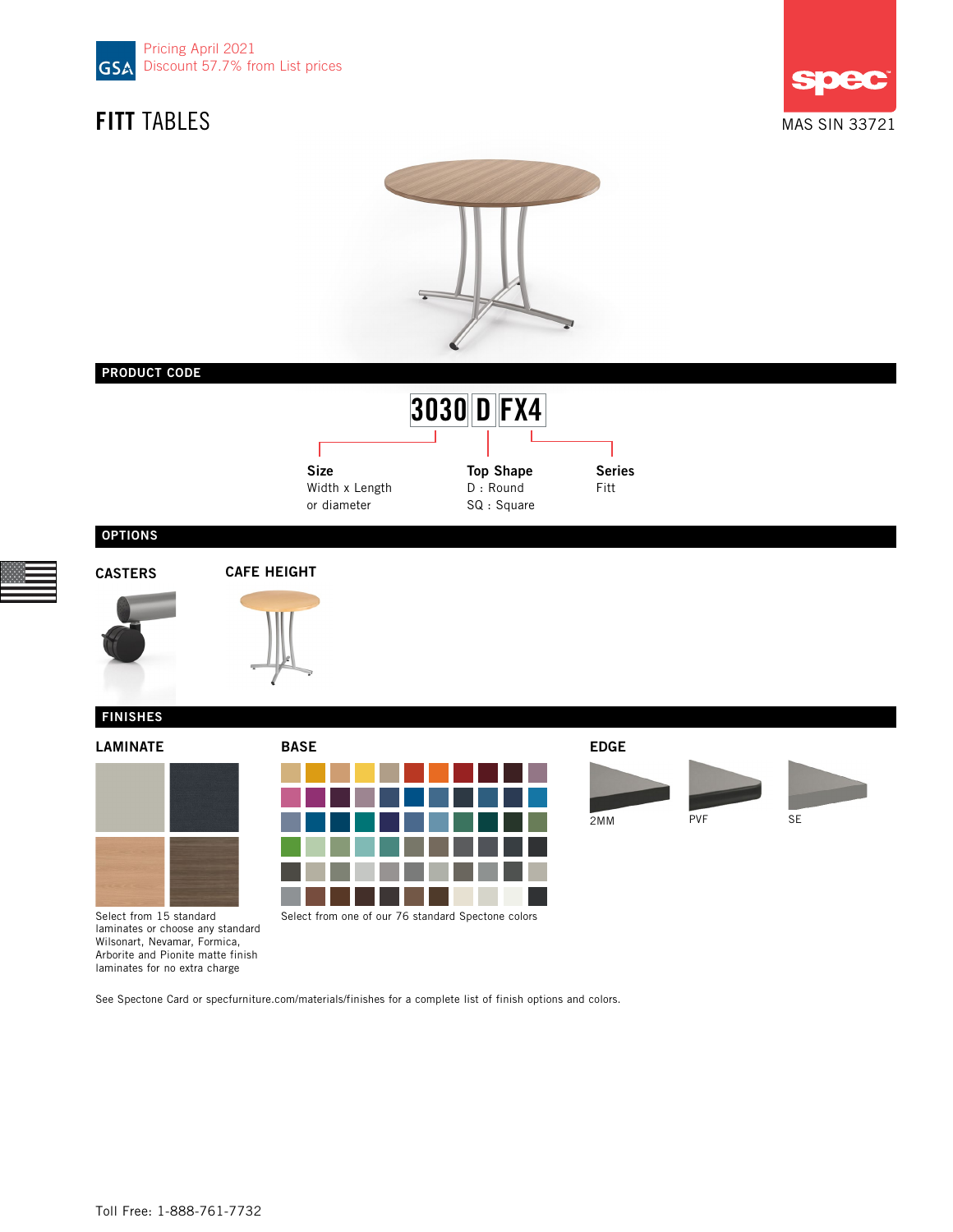GSA Pricing April 2021
Discount 57.7% from List prices

# FITT TABLES

MAS SIN 33721

## PRODUCT CODE

**3030 D FX4**

**Size**
Width x Length
or diameter

**Top Shape**
D : Round
SQ : Square

**Series**
Fitt

## OPTIONS

### CASTERS

### CAFE HEIGHT

## FINISHES

### LAMINATE

Select from 15 standard laminates or choose any standard Wilsonart, Nevamar, Formica, Arborite and Pionite matte finish laminates for no extra charge

### BASE

Select from one of our 76 standard Spectone colors

### EDGE

2MM

PVF

SE

See Spectone Card or specfurniture.com/materials/finishes for a complete list of finish options and colors.

Toll Free: 1-888-761-7732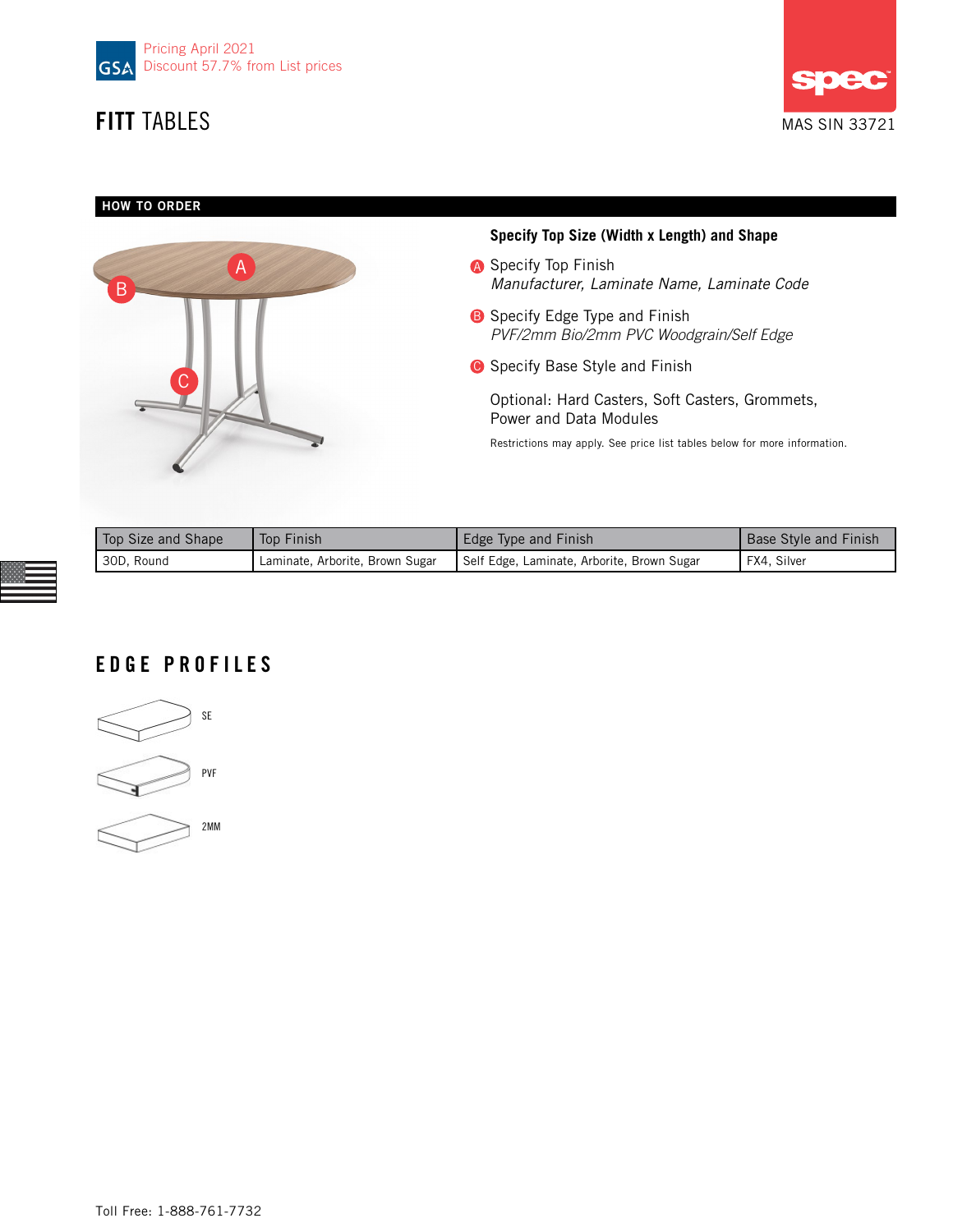Pricing April 2021
Discount 57.7% from List prices

# FITT TABLES

MAS SIN 33721

## HOW TO ORDER

A

B

C

**Specify Top Size (Width x Length) and Shape**

A Specify Top Finish
*Manufacturer, Laminate Name, Laminate Code*

B Specify Edge Type and Finish
*PVF/2mm Bio/2mm PVC Woodgrain/Self Edge*

C Specify Base Style and Finish

Optional: Hard Casters, Soft Casters, Grommets, Power and Data Modules

Restrictions may apply. See price list tables below for more information.

| Top Size and Shape | Top Finish | Edge Type and Finish | Base Style and Finish |
|---|---|---|---|
| 30D, Round | Laminate, Arborite, Brown Sugar | Self Edge, Laminate, Arborite, Brown Sugar | FX4, Silver |

## EDGE PROFILES

SE

PVF

2MM

Toll Free: 1-888-761-7732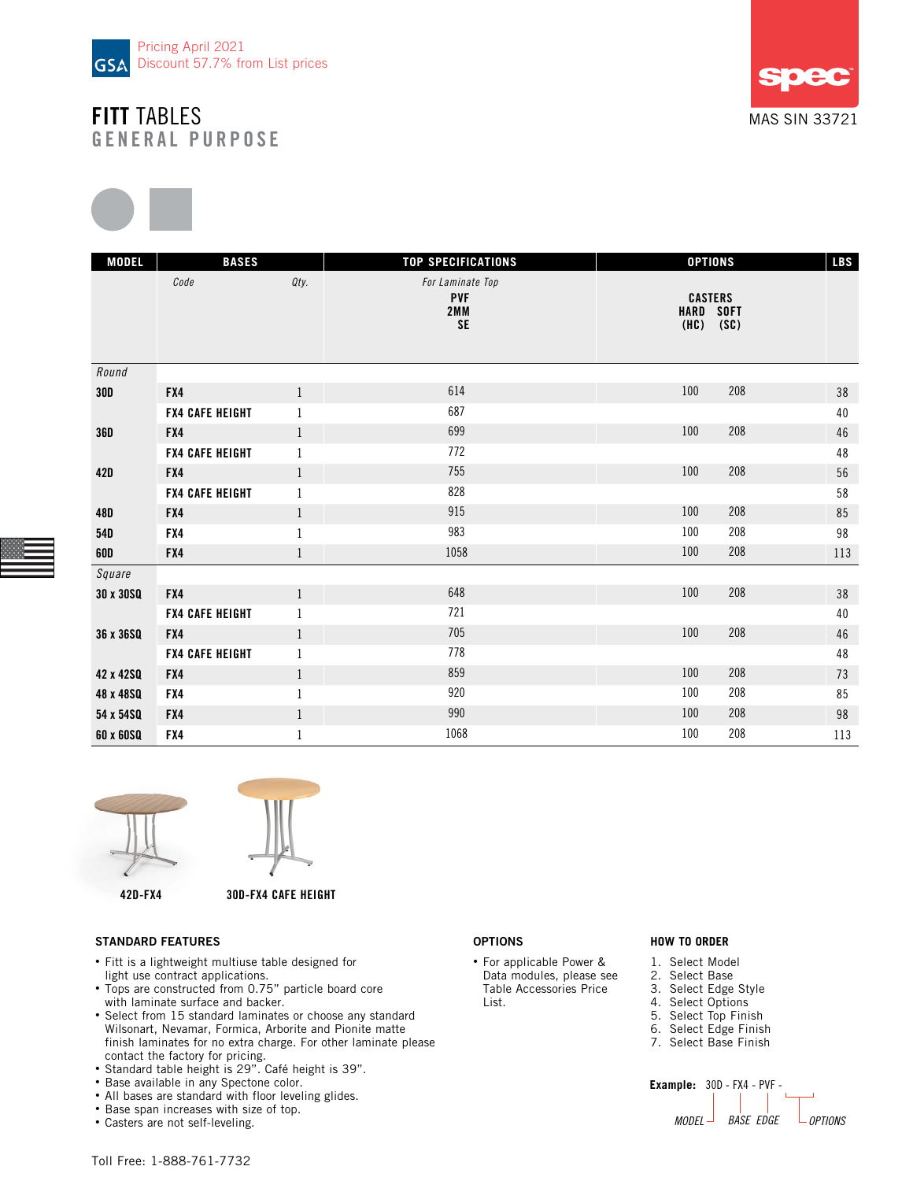Pricing April 2021
Discount 57.7% from List prices

MAS SIN 33721

# FITT TABLES
## GENERAL PURPOSE

| MODEL | BASES | | TOP SPECIFICATIONS | OPTIONS | | LBS |
|---|---|---|---|---|---|---|
| | *Code* | *Qty.* | *For Laminate Top* PVF 2MM SE | CASTERS HARD (HC) | CASTERS SOFT (SC) | |
| *Round* | | | | | | |
| 30D | FX4 | 1 | 614 | 100 | 208 | 38 |
| | FX4 CAFE HEIGHT | 1 | 687 | | | 40 |
| 36D | FX4 | 1 | 699 | 100 | 208 | 46 |
| | FX4 CAFE HEIGHT | 1 | 772 | | | 48 |
| 42D | FX4 | 1 | 755 | 100 | 208 | 56 |
| | FX4 CAFE HEIGHT | 1 | 828 | | | 58 |
| 48D | FX4 | 1 | 915 | 100 | 208 | 85 |
| 54D | FX4 | 1 | 983 | 100 | 208 | 98 |
| 60D | FX4 | 1 | 1058 | 100 | 208 | 113 |
| *Square* | | | | | | |
| 30 x 30SQ | FX4 | 1 | 648 | 100 | 208 | 38 |
| | FX4 CAFE HEIGHT | 1 | 721 | | | 40 |
| 36 x 36SQ | FX4 | 1 | 705 | 100 | 208 | 46 |
| | FX4 CAFE HEIGHT | 1 | 778 | | | 48 |
| 42 x 42SQ | FX4 | 1 | 859 | 100 | 208 | 73 |
| 48 x 48SQ | FX4 | 1 | 920 | 100 | 208 | 85 |
| 54 x 54SQ | FX4 | 1 | 990 | 100 | 208 | 98 |
| 60 x 60SQ | FX4 | 1 | 1068 | 100 | 208 | 113 |

42D-FX4

30D-FX4 CAFE HEIGHT

### STANDARD FEATURES

- Fitt is a lightweight multiuse table designed for light use contract applications.
- Tops are constructed from 0.75" particle board core with laminate surface and backer.
- Select from 15 standard laminates or choose any standard Wilsonart, Nevamar, Formica, Arborite and Pionite matte finish laminates for no extra charge. For other laminate please contact the factory for pricing.
- Standard table height is 29". Café height is 39".
- Base available in any Spectone color.
- All bases are standard with floor leveling glides.
- Base span increases with size of top.
- Casters are not self-leveling.

### OPTIONS

- For applicable Power & Data modules, please see Table Accessories Price List.

### HOW TO ORDER

1. Select Model
2. Select Base
3. Select Edge Style
4. Select Options
5. Select Top Finish
6. Select Edge Finish
7. Select Base Finish

**Example:** 30D - FX4 - PVF -

*MODEL* *BASE* *EDGE* *OPTIONS*

Toll Free: 1-888-761-7732